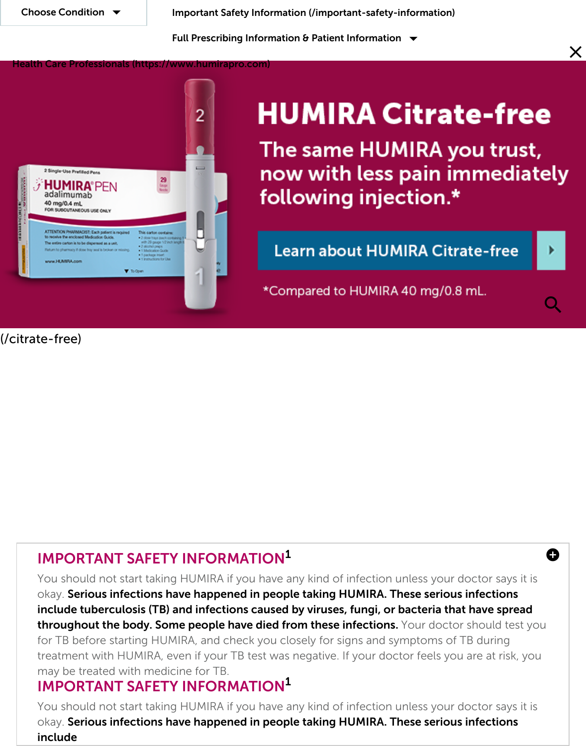Choose Condition

Important Safety Information (/important-safety-information)

Full Prescribing Information & Patient Information

Health Care Professionals (https://www.humirapro.com)

# HUMIRA Citrate-free

The same HUMIRA you trust, now with less pain immediately following injection.*

Learn about HUMIRA Citrate-free

*Compared to HUMIRA 40 mg/0.8 mL.

(/citrate-free)

## IMPORTANT SAFETY INFORMATION[1]

You should not start taking HUMIRA if you have any kind of infection unless your doctor says it is okay. **Serious infections have happened in people taking HUMIRA. These serious infections include tuberculosis (TB) and infections caused by viruses, fungi, or bacteria that have spread throughout the body. Some people have died from these infections.** Your doctor should test you for TB before starting HUMIRA, and check you closely for signs and symptoms of TB during treatment with HUMIRA, even if your TB test was negative. If your doctor feels you are at risk, you may be treated with medicine for TB.

## IMPORTANT SAFETY INFORMATION[1]

You should not start taking HUMIRA if you have any kind of infection unless your doctor says it is okay. **Serious infections have happened in people taking HUMIRA. These serious infections include**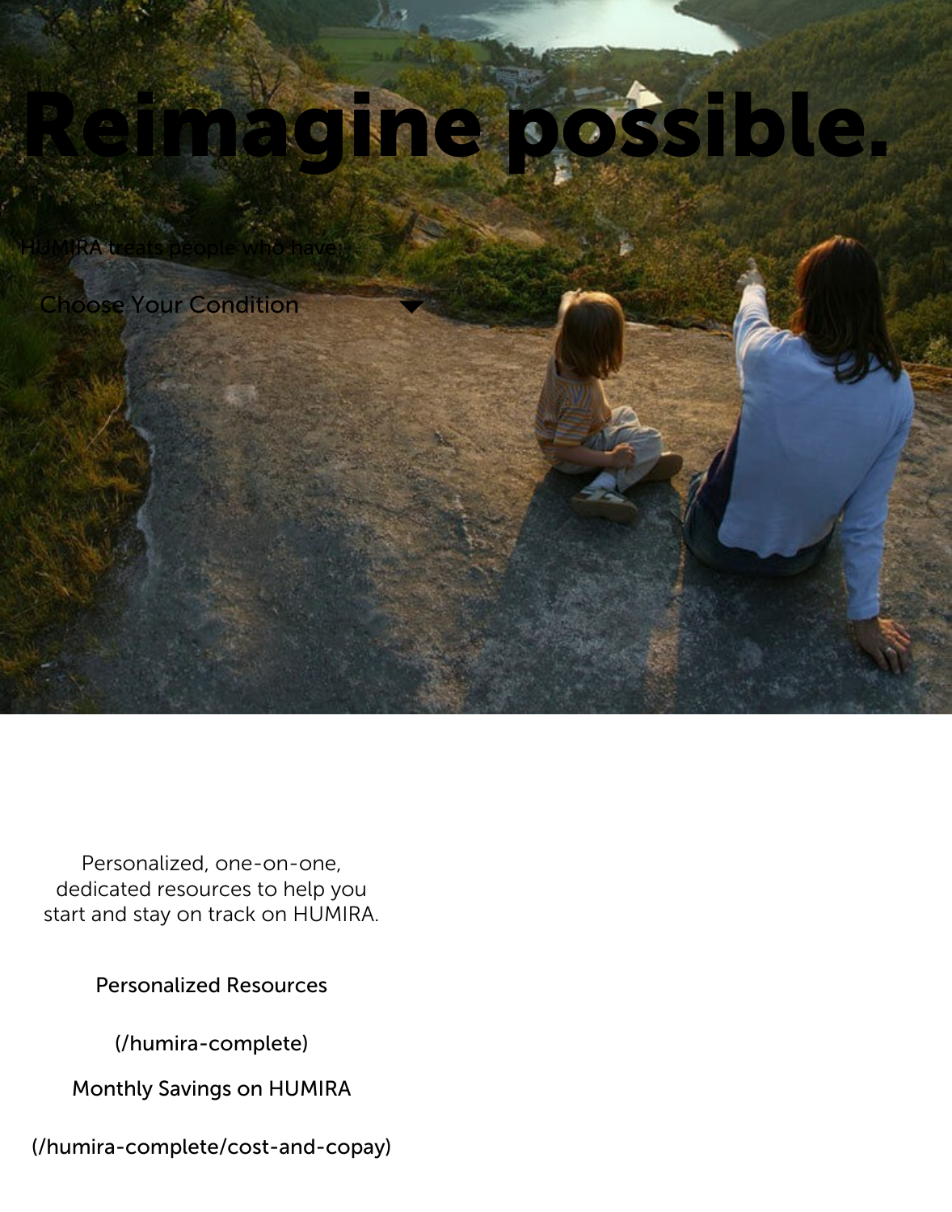# Reimagine possible.

HUMIRA treats people who have:

Choose Your Condition

Personalized, one-on-one, dedicated resources to help you start and stay on track on HUMIRA.

Personalized Resources

(/humira-complete)

Monthly Savings on HUMIRA

(/humira-complete/cost-and-copay)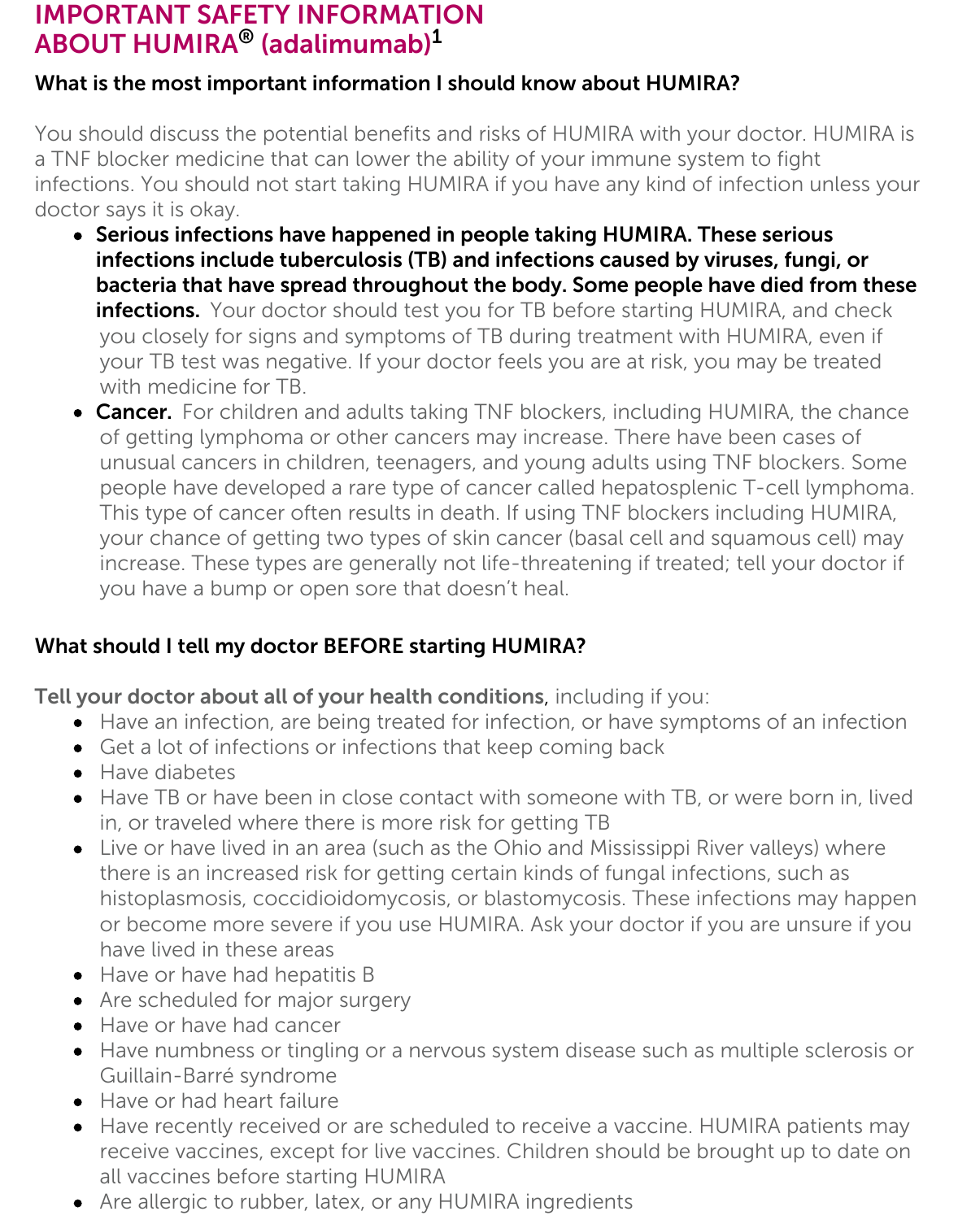# IMPORTANT SAFETY INFORMATION ABOUT HUMIRA® (adalimumab)[1]

### What is the most important information I should know about HUMIRA?

You should discuss the potential benefits and risks of HUMIRA with your doctor. HUMIRA is a TNF blocker medicine that can lower the ability of your immune system to fight infections. You should not start taking HUMIRA if you have any kind of infection unless your doctor says it is okay.

- **Serious infections have happened in people taking HUMIRA. These serious infections include tuberculosis (TB) and infections caused by viruses, fungi, or bacteria that have spread throughout the body. Some people have died from these infections.** Your doctor should test you for TB before starting HUMIRA, and check you closely for signs and symptoms of TB during treatment with HUMIRA, even if your TB test was negative. If your doctor feels you are at risk, you may be treated with medicine for TB.
- **Cancer.** For children and adults taking TNF blockers, including HUMIRA, the chance of getting lymphoma or other cancers may increase. There have been cases of unusual cancers in children, teenagers, and young adults using TNF blockers. Some people have developed a rare type of cancer called hepatosplenic T-cell lymphoma. This type of cancer often results in death. If using TNF blockers including HUMIRA, your chance of getting two types of skin cancer (basal cell and squamous cell) may increase. These types are generally not life-threatening if treated; tell your doctor if you have a bump or open sore that doesn't heal.

### What should I tell my doctor BEFORE starting HUMIRA?

**Tell your doctor about all of your health conditions,** including if you:

- Have an infection, are being treated for infection, or have symptoms of an infection
- Get a lot of infections or infections that keep coming back
- Have diabetes
- Have TB or have been in close contact with someone with TB, or were born in, lived in, or traveled where there is more risk for getting TB
- Live or have lived in an area (such as the Ohio and Mississippi River valleys) where there is an increased risk for getting certain kinds of fungal infections, such as histoplasmosis, coccidioidomycosis, or blastomycosis. These infections may happen or become more severe if you use HUMIRA. Ask your doctor if you are unsure if you have lived in these areas
- Have or have had hepatitis B
- Are scheduled for major surgery
- Have or have had cancer
- Have numbness or tingling or a nervous system disease such as multiple sclerosis or Guillain-Barré syndrome
- Have or had heart failure
- Have recently received or are scheduled to receive a vaccine. HUMIRA patients may receive vaccines, except for live vaccines. Children should be brought up to date on all vaccines before starting HUMIRA
- Are allergic to rubber, latex, or any HUMIRA ingredients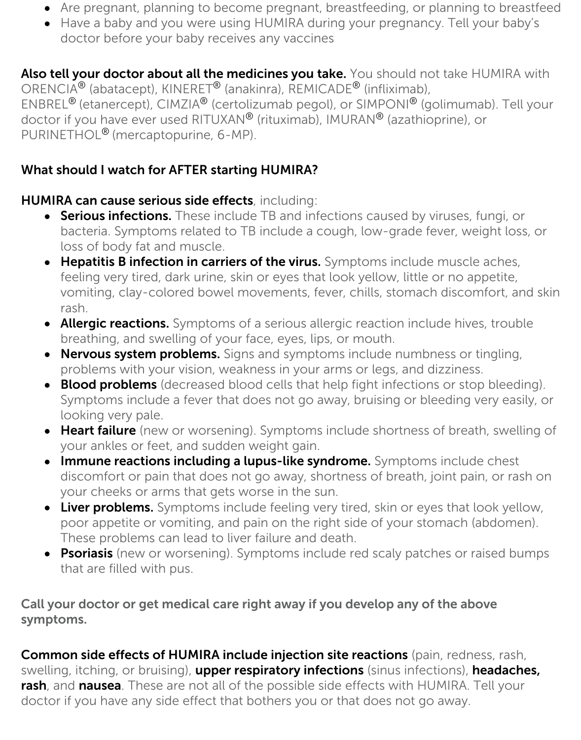- Are pregnant, planning to become pregnant, breastfeeding, or planning to breastfeed
- Have a baby and you were using HUMIRA during your pregnancy. Tell your baby's doctor before your baby receives any vaccines

**Also tell your doctor about all the medicines you take.** You should not take HUMIRA with ORENCIA® (abatacept), KINERET® (anakinra), REMICADE® (infliximab), ENBREL® (etanercept), CIMZIA® (certolizumab pegol), or SIMPONI® (golimumab). Tell your doctor if you have ever used RITUXAN® (rituximab), IMURAN® (azathioprine), or PURINETHOL® (mercaptopurine, 6-MP).

**What should I watch for AFTER starting HUMIRA?**

**HUMIRA can cause serious side effects**, including:

- **Serious infections.** These include TB and infections caused by viruses, fungi, or bacteria. Symptoms related to TB include a cough, low-grade fever, weight loss, or loss of body fat and muscle.
- **Hepatitis B infection in carriers of the virus.** Symptoms include muscle aches, feeling very tired, dark urine, skin or eyes that look yellow, little or no appetite, vomiting, clay-colored bowel movements, fever, chills, stomach discomfort, and skin rash.
- **Allergic reactions.** Symptoms of a serious allergic reaction include hives, trouble breathing, and swelling of your face, eyes, lips, or mouth.
- **Nervous system problems.** Signs and symptoms include numbness or tingling, problems with your vision, weakness in your arms or legs, and dizziness.
- **Blood problems** (decreased blood cells that help fight infections or stop bleeding). Symptoms include a fever that does not go away, bruising or bleeding very easily, or looking very pale.
- **Heart failure** (new or worsening). Symptoms include shortness of breath, swelling of your ankles or feet, and sudden weight gain.
- **Immune reactions including a lupus-like syndrome.** Symptoms include chest discomfort or pain that does not go away, shortness of breath, joint pain, or rash on your cheeks or arms that gets worse in the sun.
- **Liver problems.** Symptoms include feeling very tired, skin or eyes that look yellow, poor appetite or vomiting, and pain on the right side of your stomach (abdomen). These problems can lead to liver failure and death.
- **Psoriasis** (new or worsening). Symptoms include red scaly patches or raised bumps that are filled with pus.

**Call your doctor or get medical care right away if you develop any of the above symptoms.**

**Common side effects of HUMIRA include injection site reactions** (pain, redness, rash, swelling, itching, or bruising), **upper respiratory infections** (sinus infections), **headaches, rash**, and **nausea**. These are not all of the possible side effects with HUMIRA. Tell your doctor if you have any side effect that bothers you or that does not go away.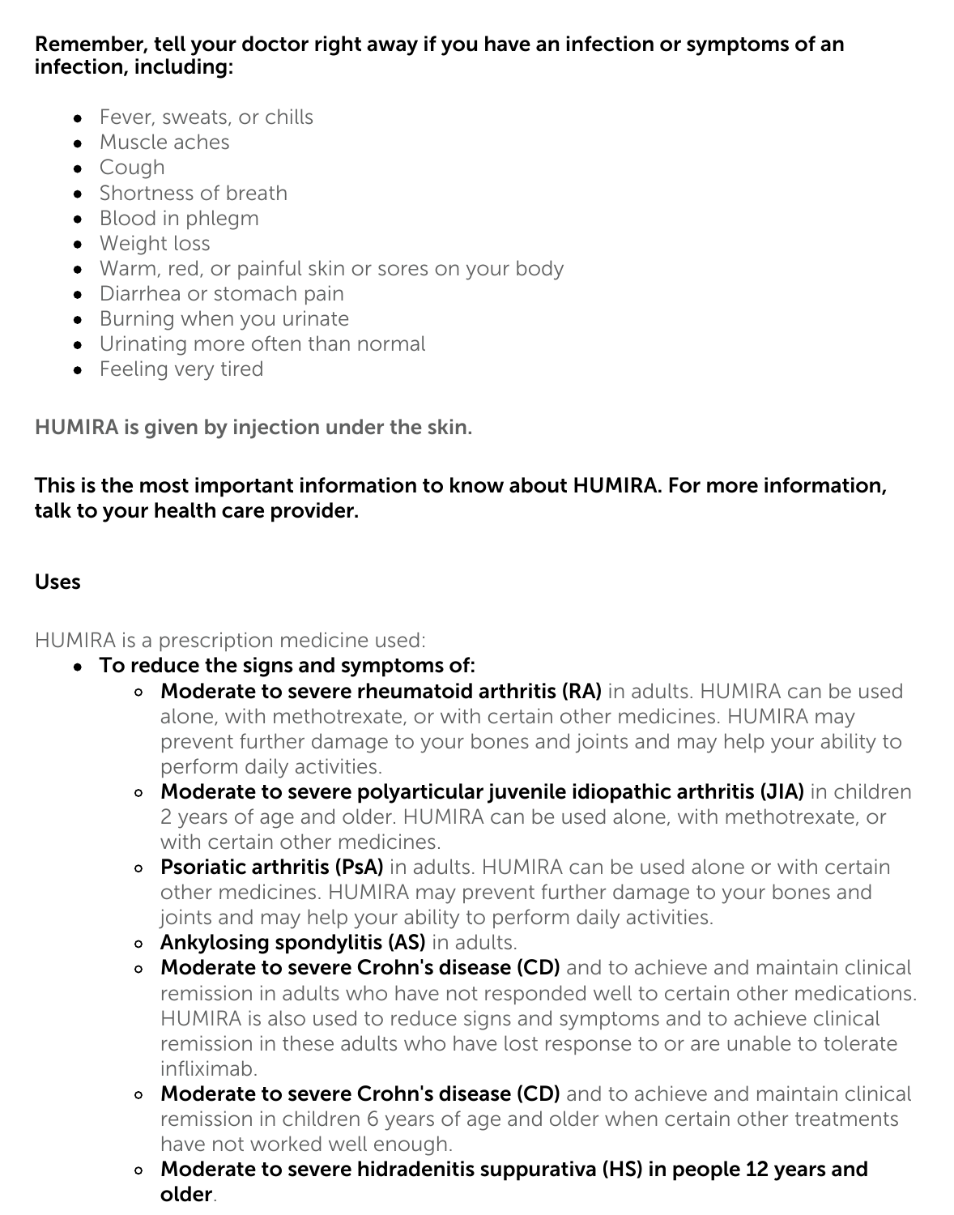**Remember, tell your doctor right away if you have an infection or symptoms of an infection, including:**

- Fever, sweats, or chills
- Muscle aches
- Cough
- Shortness of breath
- Blood in phlegm
- Weight loss
- Warm, red, or painful skin or sores on your body
- Diarrhea or stomach pain
- Burning when you urinate
- Urinating more often than normal
- Feeling very tired

**HUMIRA is given by injection under the skin.**

**This is the most important information to know about HUMIRA. For more information, talk to your health care provider.**

## Uses

HUMIRA is a prescription medicine used:

- **To reduce the signs and symptoms of:**
  - **Moderate to severe rheumatoid arthritis (RA)** in adults. HUMIRA can be used alone, with methotrexate, or with certain other medicines. HUMIRA may prevent further damage to your bones and joints and may help your ability to perform daily activities.
  - **Moderate to severe polyarticular juvenile idiopathic arthritis (JIA)** in children 2 years of age and older. HUMIRA can be used alone, with methotrexate, or with certain other medicines.
  - **Psoriatic arthritis (PsA)** in adults. HUMIRA can be used alone or with certain other medicines. HUMIRA may prevent further damage to your bones and joints and may help your ability to perform daily activities.
  - **Ankylosing spondylitis (AS)** in adults.
  - **Moderate to severe Crohn's disease (CD)** and to achieve and maintain clinical remission in adults who have not responded well to certain other medications. HUMIRA is also used to reduce signs and symptoms and to achieve clinical remission in these adults who have lost response to or are unable to tolerate infliximab.
  - **Moderate to severe Crohn's disease (CD)** and to achieve and maintain clinical remission in children 6 years of age and older when certain other treatments have not worked well enough.
  - **Moderate to severe hidradenitis suppurativa (HS) in people 12 years and older**.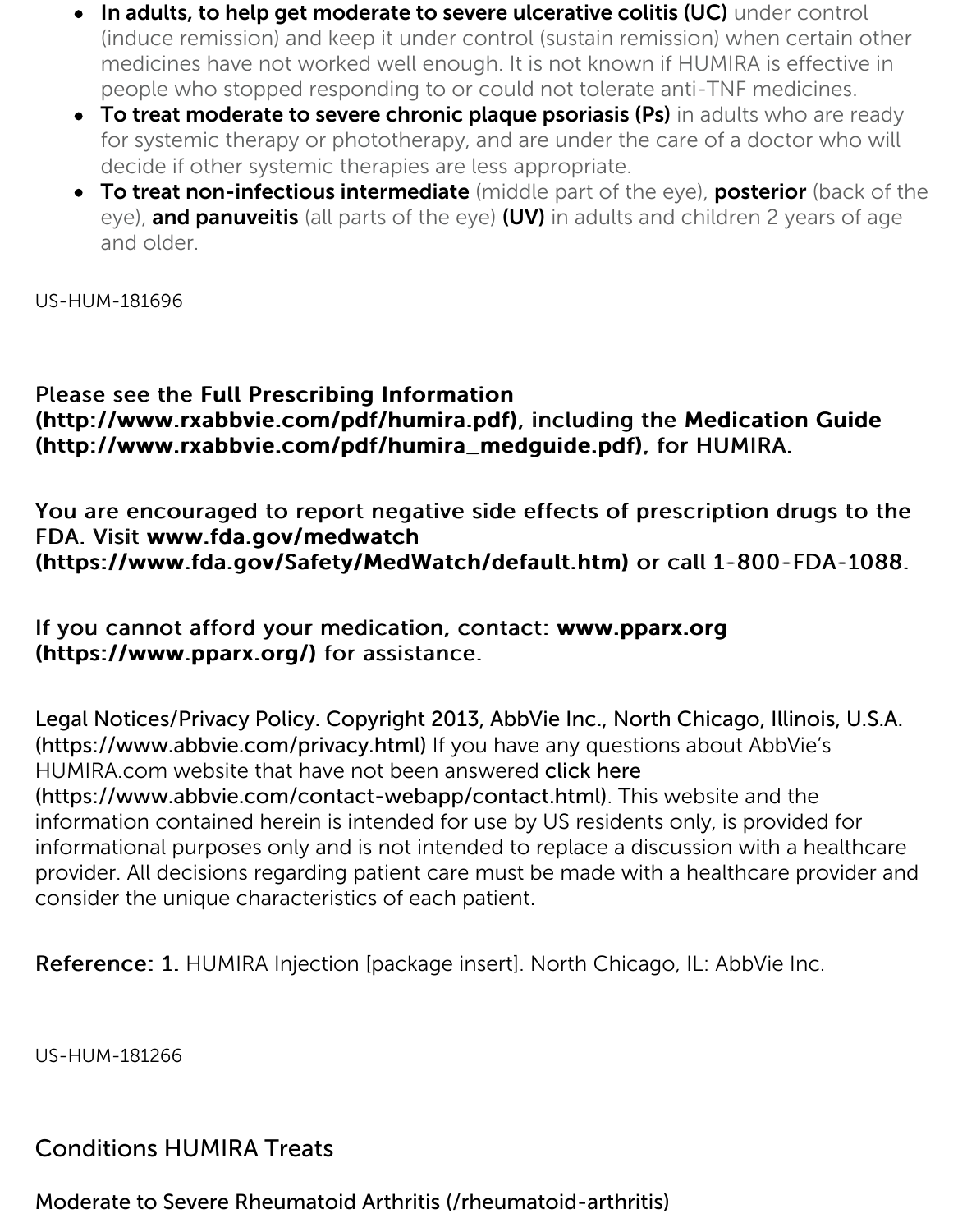- **In adults, to help get moderate to severe ulcerative colitis (UC)** under control (induce remission) and keep it under control (sustain remission) when certain other medicines have not worked well enough. It is not known if HUMIRA is effective in people who stopped responding to or could not tolerate anti-TNF medicines.
- **To treat moderate to severe chronic plaque psoriasis (Ps)** in adults who are ready for systemic therapy or phototherapy, and are under the care of a doctor who will decide if other systemic therapies are less appropriate.
- **To treat non-infectious intermediate** (middle part of the eye), **posterior** (back of the eye), **and panuveitis** (all parts of the eye) **(UV)** in adults and children 2 years of age and older.

US-HUM-181696

Please see the **Full Prescribing Information (http://www.rxabbvie.com/pdf/humira.pdf),** including the **Medication Guide (http://www.rxabbvie.com/pdf/humira_medguide.pdf),** for HUMIRA.

You are encouraged to report negative side effects of prescription drugs to the FDA. Visit **www.fda.gov/medwatch (https://www.fda.gov/Safety/MedWatch/default.htm)** or call 1-800-FDA-1088.

If you cannot afford your medication, contact: **www.pparx.org (https://www.pparx.org/)** for assistance.

Legal Notices/Privacy Policy. Copyright 2013, AbbVie Inc., North Chicago, Illinois, U.S.A. (https://www.abbvie.com/privacy.html) If you have any questions about AbbVie's HUMIRA.com website that have not been answered click here (https://www.abbvie.com/contact-webapp/contact.html). This website and the information contained herein is intended for use by US residents only, is provided for informational purposes only and is not intended to replace a discussion with a healthcare provider. All decisions regarding patient care must be made with a healthcare provider and consider the unique characteristics of each patient.

**Reference: 1.** HUMIRA Injection [package insert]. North Chicago, IL: AbbVie Inc.

US-HUM-181266

## Conditions HUMIRA Treats

Moderate to Severe Rheumatoid Arthritis (/rheumatoid-arthritis)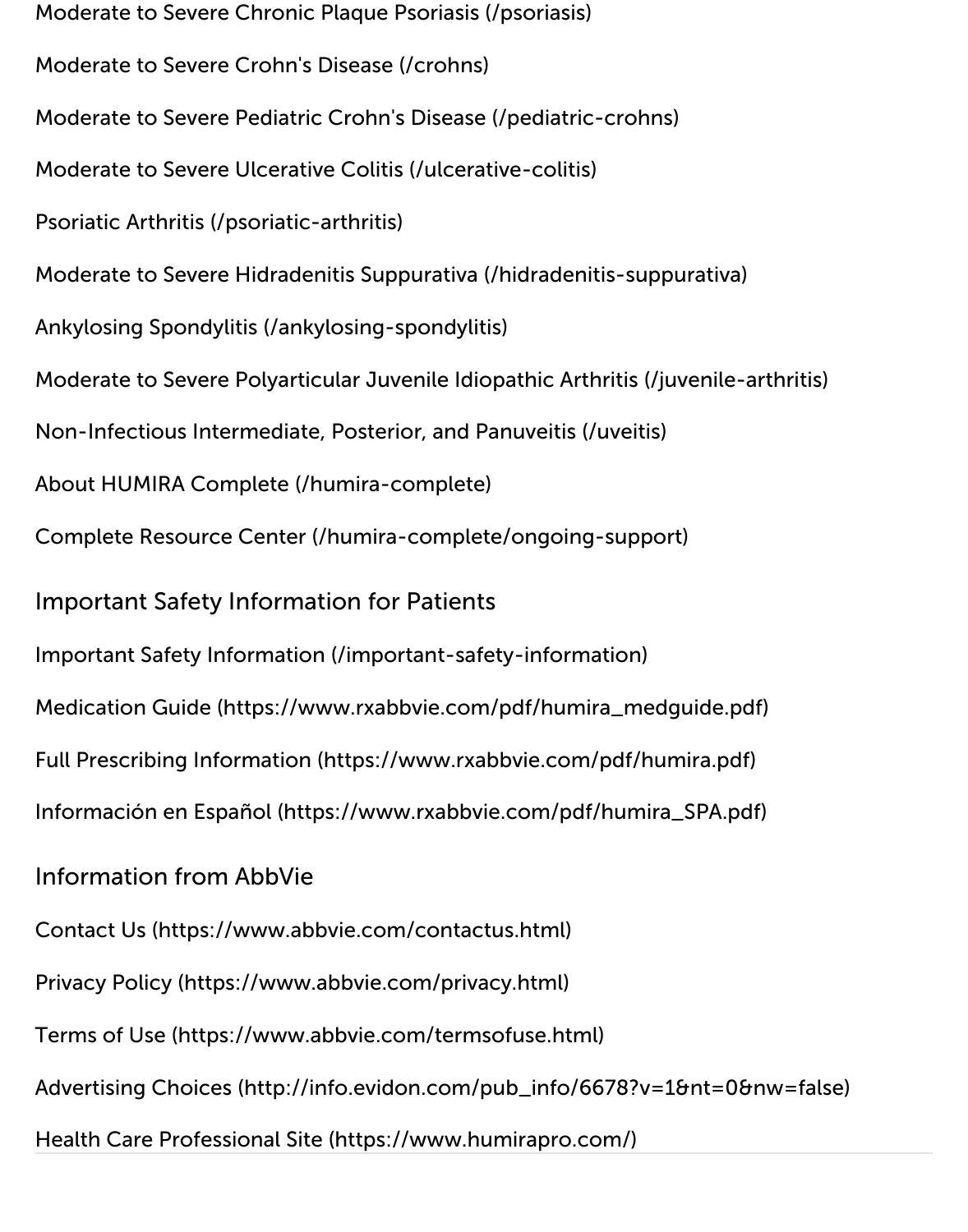Moderate to Severe Chronic Plaque Psoriasis (/psoriasis)

Moderate to Severe Crohn's Disease (/crohns)

Moderate to Severe Pediatric Crohn's Disease (/pediatric-crohns)

Moderate to Severe Ulcerative Colitis (/ulcerative-colitis)

Psoriatic Arthritis (/psoriatic-arthritis)

Moderate to Severe Hidradenitis Suppurativa (/hidradenitis-suppurativa)

Ankylosing Spondylitis (/ankylosing-spondylitis)

Moderate to Severe Polyarticular Juvenile Idiopathic Arthritis (/juvenile-arthritis)

Non-Infectious Intermediate, Posterior, and Panuveitis (/uveitis)

About HUMIRA Complete (/humira-complete)

Complete Resource Center (/humira-complete/ongoing-support)

## Important Safety Information for Patients

Important Safety Information (/important-safety-information)

Medication Guide (https://www.rxabbvie.com/pdf/humira_medguide.pdf)

Full Prescribing Information (https://www.rxabbvie.com/pdf/humira.pdf)

Información en Español (https://www.rxabbvie.com/pdf/humira_SPA.pdf)

## Information from AbbVie

Contact Us (https://www.abbvie.com/contactus.html)

Privacy Policy (https://www.abbvie.com/privacy.html)

Terms of Use (https://www.abbvie.com/termsofuse.html)

Advertising Choices (http://info.evidon.com/pub_info/6678?v=1&nt=0&nw=false)

Health Care Professional Site (https://www.humirapro.com/)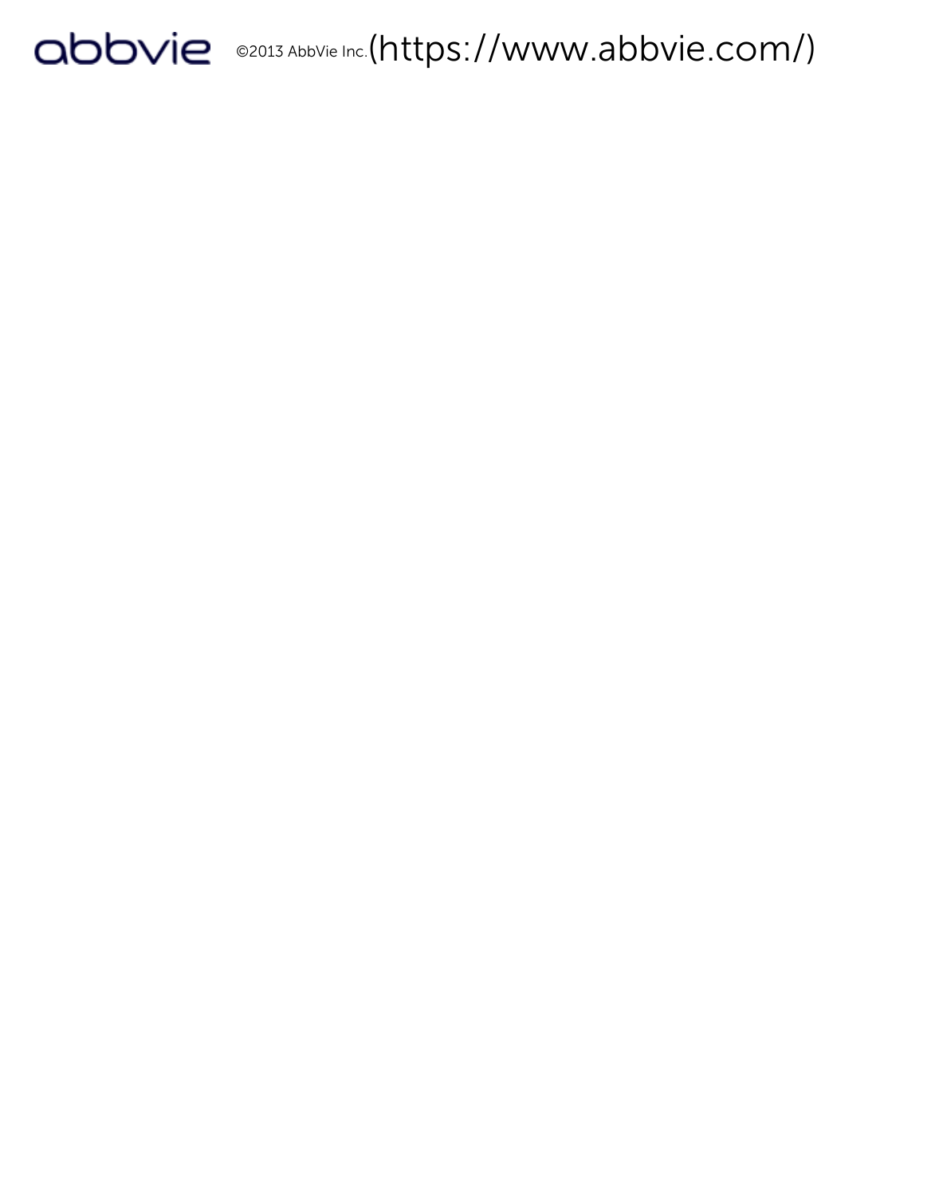abbvie ©2013 AbbVie Inc.(https://www.abbvie.com/)